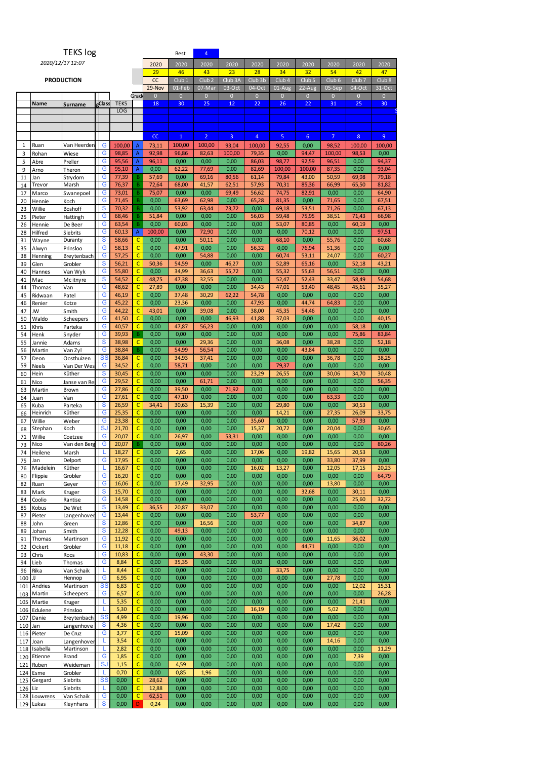# TEKS log

*2020/12/17 12:07*

**PRODUCTION**

Best: 4

| | | | | | | 2020 | 2020 | 2020 | 2020 | 2020 | 2020 | 2020 | 2020 | 2020 | 2020 |
|---|---|---|---|---|---|---|---|---|---|---|---|---|---|---|---|
| | | | | | | 29 | 46 | 43 | 23 | 28 | 34 | 32 | 54 | 42 | 47 |
| | | | | | | CC | Club 1 | Club 2 | Club 3A | Club 3b | Club 4 | Club 5 | Club 6 | Club 7 | Club 8 |
| | | | | | | 29-Nov | 01-Feb | 07-Mar | 03-Oct | 04-Oct | 01-Aug | 22-Aug | 05-Sep | 04-Oct | 31-Oct |
| | | | | | Grad | 0 | 0 | 0 | 0 | 0 | 0 | 0 | 0 | 0 | 0 |
| | **Name** | **Surname** | **gClass** | TEKS LOG | | 18 | 30 | 25 | 12 | 22 | 26 | 22 | 31 | 25 | 30 |
| | | | | | | CC | 1 | 2 | 3 | 4 | 5 | 6 | 7 | 8 | 9 |
| 1 | Ruan | Van Heerden | G | 100,00 | A | 73,11 | 100,00 | 100,00 | 93,04 | 100,00 | 92,55 | 0,00 | 98,52 | 100,00 | 100,00 |
| 3 | Rohan | Wiese | G | 98,85 | A | 92,98 | 96,86 | 82,63 | 100,00 | 79,35 | 0,00 | 94,47 | 100,00 | 98,53 | 0,00 |
| 5 | Abre | Preller | G | 95,56 | A | 96,11 | 0,00 | 0,00 | 0,00 | 86,03 | 98,77 | 92,59 | 96,51 | 0,00 | 94,37 |
| 9 | Arno | Theron | G | 95,10 | A | 0,00 | 62,22 | 77,69 | 0,00 | 82,69 | 100,00 | 100,00 | 87,35 | 0,00 | 93,04 |
| 11 | Jan | Strydom | G | 77,39 | B | 57,69 | 0,00 | 69,16 | 80,56 | 61,14 | 79,84 | 43,00 | 50,59 | 69,98 | 79,18 |
| 14 | Trevor | Marsh | G | 76,37 | B | 72,64 | 68,00 | 41,57 | 62,51 | 57,93 | 70,31 | 85,36 | 66,99 | 65,50 | 81,82 |
| 17 | Marco | Swanepoel | G | 73,01 | B | 75,07 | 0,00 | 0,00 | 69,49 | 56,62 | 74,75 | 82,91 | 0,00 | 0,00 | 64,90 |
| 20 | Hennie | Koch | G | 71,45 | B | 0,00 | 63,69 | 62,98 | 0,00 | 65,28 | 81,35 | 0,00 | 71,65 | 0,00 | 67,51 |
| 23 | Willie | Boshoff | S | 70,32 | B | 0,00 | 53,92 | 63,44 | 73,72 | 0,00 | 69,18 | 53,51 | 71,26 | 0,00 | 67,13 |
| 25 | Pieter | Hattingh | G | 68,46 | B | 51,84 | 0,00 | 0,00 | 0,00 | 56,03 | 59,48 | 75,95 | 38,51 | 71,43 | 66,98 |
| 26 | Hennie | De Beer | G | 63,54 | B | 0,00 | 60,03 | 0,00 | 0,00 | 0,00 | 53,07 | 80,85 | 0,00 | 60,19 | 0,00 |
| 28 | Hilfred | Siebrits | G | 60,13 | A | 100,00 | 0,00 | 72,90 | 0,00 | 0,00 | 0,00 | 70,12 | 0,00 | 0,00 | 97,51 |
| 31 | Wayne | Duranty | S | 58,66 | C | 0,00 | 0,00 | 50,11 | 0,00 | 0,00 | 68,10 | 0,00 | 55,76 | 0,00 | 60,68 |
| 35 | Alwyn | Prinsloo | G | 58,13 | C | 0,00 | 47,91 | 0,00 | 0,00 | 56,32 | 0,00 | 76,94 | 51,36 | 0,00 | 0,00 |
| 38 | Henning | Breytenbach | G | 57,25 | C | 0,00 | 0,00 | 54,88 | 0,00 | 0,00 | 60,74 | 53,11 | 24,07 | 0,00 | 60,27 |
| 39 | Glen | Grobler | S | 56,21 | C | 50,36 | 54,59 | 0,00 | 46,27 | 0,00 | 52,89 | 65,16 | 0,00 | 52,18 | 43,21 |
| 40 | Hannes | Van Wyk | G | 55,80 | C | 0,00 | 34,99 | 36,63 | 55,72 | 0,00 | 55,32 | 55,63 | 56,51 | 0,00 | 0,00 |
| 41 | Mac | Mcintyre | S | 54,52 | C | 48,75 | 47,38 | 32,55 | 0,00 | 0,00 | 52,47 | 52,43 | 33,47 | 58,49 | 54,68 |
| 44 | Thomas | Van | G | 48,62 | C | 27,89 | 0,00 | 0,00 | 0,00 | 34,43 | 47,01 | 53,40 | 48,45 | 45,61 | 35,27 |
| 45 | Ridwaan | Patel | G | 46,19 | C | 0,00 | 37,48 | 30,29 | 62,22 | 54,78 | 0,00 | 0,00 | 0,00 | 0,00 | 0,00 |
| 46 | Renier | Kotze | G | 45,22 | C | 0,00 | 23,36 | 0,00 | 0,00 | 47,93 | 0,00 | 44,74 | 64,83 | 0,00 | 0,00 |
| 47 | JW | Smith | G | 44,22 | C | 43,01 | 0,00 | 39,08 | 0,00 | 38,00 | 45,35 | 54,46 | 0,00 | 0,00 | 0,00 |
| 50 | Waldo | Scheepers | G | 41,50 | C | 0,00 | 0,00 | 0,00 | 46,93 | 41,88 | 37,03 | 0,00 | 0,00 | 0,00 | 40,15 |
| 51 | Khris | Parteka | G | 40,57 | C | 0,00 | 47,87 | 56,23 | 0,00 | 0,00 | 0,00 | 0,00 | 0,00 | 58,18 | 0,00 |
| 54 | Henk | Snyder | G | 39,93 | B | 0,00 | 0,00 | 0,00 | 0,00 | 0,00 | 0,00 | 0,00 | 0,00 | 75,86 | 83,84 |
| 55 | Jannie | Adams | S | 38,98 | C | 0,00 | 0,00 | 29,36 | 0,00 | 0,00 | 36,08 | 0,00 | 38,28 | 0,00 | 52,18 |
| 56 | Martin | Van Zyl | G | 38,84 | B | 0,00 | 54,99 | 56,54 | 0,00 | 0,00 | 0,00 | 43,84 | 0,00 | 0,00 | 0,00 |
| 57 | Deon | Oosthuizen | SS | 36,84 | C | 0,00 | 34,93 | 37,41 | 0,00 | 0,00 | 0,00 | 0,00 | 36,78 | 0,00 | 38,25 |
| 59 | Neels | Van Der Wes | G | 34,52 | C | 0,00 | 58,71 | 0,00 | 0,00 | 0,00 | 79,37 | 0,00 | 0,00 | 0,00 | 0,00 |
| 60 | Hein | Küther | S | 30,45 | C | 0,00 | 0,00 | 0,00 | 0,00 | 23,29 | 26,55 | 0,00 | 30,06 | 34,70 | 30,48 |
| 61 | Nico | Janse van Re | G | 29,52 | C | 0,00 | 0,00 | 61,71 | 0,00 | 0,00 | 0,00 | 0,00 | 0,00 | 0,00 | 56,35 |
| 63 | Martin | Brown | G | 27,86 | C | 0,00 | 39,50 | 0,00 | 71,92 | 0,00 | 0,00 | 0,00 | 0,00 | 0,00 | 0,00 |
| 64 | Juan | Van | G | 27,61 | C | 0,00 | 47,10 | 0,00 | 0,00 | 0,00 | 0,00 | 0,00 | 63,33 | 0,00 | 0,00 |
| 65 | Kuba | Parteka | S | 26,59 | C | 34,41 | 30,63 | 15,39 | 0,00 | 0,00 | 29,80 | 0,00 | 0,00 | 30,53 | 0,00 |
| 66 | Heinrich | Küther | G | 25,35 | C | 0,00 | 0,00 | 0,00 | 0,00 | 0,00 | 14,21 | 0,00 | 27,35 | 26,09 | 33,75 |
| 67 | Willie | Weber | G | 23,38 | C | 0,00 | 0,00 | 0,00 | 0,00 | 35,60 | 0,00 | 0,00 | 0,00 | 57,93 | 0,00 |
| 68 | Stephan | Koch | SJ | 21,70 | C | 0,00 | 0,00 | 0,00 | 0,00 | 15,37 | 20,72 | 0,00 | 20,04 | 0,00 | 30,65 |
| 71 | Willie | Coetzee | G | 20,07 | C | 0,00 | 26,97 | 0,00 | 53,31 | 0,00 | 0,00 | 0,00 | 0,00 | 0,00 | 0,00 |
| 73 | Nico | Van den Berg | G | 20,07 | B | 0,00 | 0,00 | 0,00 | 0,00 | 0,00 | 0,00 | 0,00 | 0,00 | 0,00 | 80,26 |
| 74 | Heilene | Marsh | L | 18,27 | C | 0,00 | 2,65 | 0,00 | 0,00 | 17,06 | 0,00 | 19,82 | 15,65 | 20,53 | 0,00 |
| 75 | Jan | Delport | G | 17,95 | C | 0,00 | 0,00 | 0,00 | 0,00 | 0,00 | 0,00 | 0,00 | 33,80 | 37,99 | 0,00 |
| 76 | Madelein | Küther | L | 16,67 | C | 0,00 | 0,00 | 0,00 | 0,00 | 16,02 | 13,27 | 0,00 | 12,05 | 17,15 | 20,23 |
| 80 | Flippie | Grobler | G | 16,20 | C | 0,00 | 0,00 | 0,00 | 0,00 | 0,00 | 0,00 | 0,00 | 0,00 | 0,00 | 64,79 |
| 82 | Ruan | Geyer | G | 16,06 | C | 0,00 | 17,49 | 32,95 | 0,00 | 0,00 | 0,00 | 0,00 | 13,80 | 0,00 | 0,00 |
| 83 | Mark | Kruger | S | 15,70 | C | 0,00 | 0,00 | 0,00 | 0,00 | 0,00 | 0,00 | 32,68 | 0,00 | 30,11 | 0,00 |
| 84 | Coolio | Rantise | G | 14,58 | C | 0,00 | 0,00 | 0,00 | 0,00 | 0,00 | 0,00 | 0,00 | 0,00 | 25,60 | 32,72 |
| 85 | Kobus | De Wet | S | 13,49 | C | 36,55 | 20,87 | 33,07 | 0,00 | 0,00 | 0,00 | 0,00 | 0,00 | 0,00 | 0,00 |
| 87 | Pieter | Langenhover | G | 13,44 | C | 0,00 | 0,00 | 0,00 | 0,00 | 53,77 | 0,00 | 0,00 | 0,00 | 0,00 | 0,00 |
| 88 | John | Green | S | 12,86 | C | 0,00 | 0,00 | 16,56 | 0,00 | 0,00 | 0,00 | 0,00 | 0,00 | 34,87 | 0,00 |
| 89 | Johan | Smith | S | 12,28 | C | 0,00 | 49,13 | 0,00 | 0,00 | 0,00 | 0,00 | 0,00 | 0,00 | 0,00 | 0,00 |
| 91 | Thomas | Martinson | G | 11,92 | C | 0,00 | 0,00 | 0,00 | 0,00 | 0,00 | 0,00 | 0,00 | 11,65 | 36,02 | 0,00 |
| 92 | Ockert | Grobler | G | 11,18 | C | 0,00 | 0,00 | 0,00 | 0,00 | 0,00 | 0,00 | 44,71 | 0,00 | 0,00 | 0,00 |
| 93 | Chris | Roos | G | 10,83 | C | 0,00 | 0,00 | 43,30 | 0,00 | 0,00 | 0,00 | 0,00 | 0,00 | 0,00 | 0,00 |
| 94 | Lieb | Thomas | G | 8,84 | C | 0,00 | 35,35 | 0,00 | 0,00 | 0,00 | 0,00 | 0,00 | 0,00 | 0,00 | 0,00 |
| 96 | Rika | Van Schaik | L | 8,44 | C | 0,00 | 0,00 | 0,00 | 0,00 | 0,00 | 33,75 | 0,00 | 0,00 | 0,00 | 0,00 |
| 100 | JJ | Hennop | G | 6,95 | C | 0,00 | 0,00 | 0,00 | 0,00 | 0,00 | 0,00 | 0,00 | 27,78 | 0,00 | 0,00 |
| 101 | Andries | Martinson | SS | 6,83 | C | 0,00 | 0,00 | 0,00 | 0,00 | 0,00 | 0,00 | 0,00 | 0,00 | 12,02 | 15,31 |
| 103 | Martin | Scheepers | G | 6,57 | C | 0,00 | 0,00 | 0,00 | 0,00 | 0,00 | 0,00 | 0,00 | 0,00 | 0,00 | 26,28 |
| 105 | Martie | Kruger | L | 5,35 | C | 0,00 | 0,00 | 0,00 | 0,00 | 0,00 | 0,00 | 0,00 | 0,00 | 21,41 | 0,00 |
| 106 | Edulene | Prinsloo | L | 5,30 | C | 0,00 | 0,00 | 0,00 | 0,00 | 16,19 | 0,00 | 0,00 | 5,02 | 0,00 | 0,00 |
| 107 | Danie | Breytenbach | SS | 4,99 | C | 0,00 | 19,96 | 0,00 | 0,00 | 0,00 | 0,00 | 0,00 | 0,00 | 0,00 | 0,00 |
| 110 | Jan | Langenhove | S | 4,36 | C | 0,00 | 0,00 | 0,00 | 0,00 | 0,00 | 0,00 | 0,00 | 17,42 | 0,00 | 0,00 |
| 116 | Pieter | De Cruz | G | 3,77 | C | 0,00 | 15,09 | 0,00 | 0,00 | 0,00 | 0,00 | 0,00 | 0,00 | 0,00 | 0,00 |
| 117 | Joan | Langenhover | L | 3,54 | C | 0,00 | 0,00 | 0,00 | 0,00 | 0,00 | 0,00 | 0,00 | 14,16 | 0,00 | 0,00 |
| 118 | Isabella | Martinson | L | 2,82 | C | 0,00 | 0,00 | 0,00 | 0,00 | 0,00 | 0,00 | 0,00 | 0,00 | 0,00 | 11,29 |
| 120 | Etienne | Brand | G | 1,85 | C | 0,00 | 0,00 | 0,00 | 0,00 | 0,00 | 0,00 | 0,00 | 0,00 | 7,39 | 0,00 |
| 121 | Ruben | Weideman | SJ | 1,15 | C | 0,00 | 4,59 | 0,00 | 0,00 | 0,00 | 0,00 | 0,00 | 0,00 | 0,00 | 0,00 |
| 124 | Esme | Grobler | L | 0,70 | C | 0,00 | 0,85 | 1,96 | 0,00 | 0,00 | 0,00 | 0,00 | 0,00 | 0,00 | 0,00 |
| 125 | Gergard | Siebrits | SS | 0,00 | C | 28,62 | 0,00 | 0,00 | 0,00 | 0,00 | 0,00 | 0,00 | 0,00 | 0,00 | 0,00 |
| 126 | Liz | Siebrits | L | 0,00 | C | 12,88 | 0,00 | 0,00 | 0,00 | 0,00 | 0,00 | 0,00 | 0,00 | 0,00 | 0,00 |
| 128 | Louwrens | Van Schaik | G | 0,00 | C | 62,51 | 0,00 | 0,00 | 0,00 | 0,00 | 0,00 | 0,00 | 0,00 | 0,00 | 0,00 |
| 129 | Lukas | Kleynhans | S | 0,00 | D | 0,24 | 0,00 | 0,00 | 0,00 | 0,00 | 0,00 | 0,00 | 0,00 | 0,00 | 0,00 |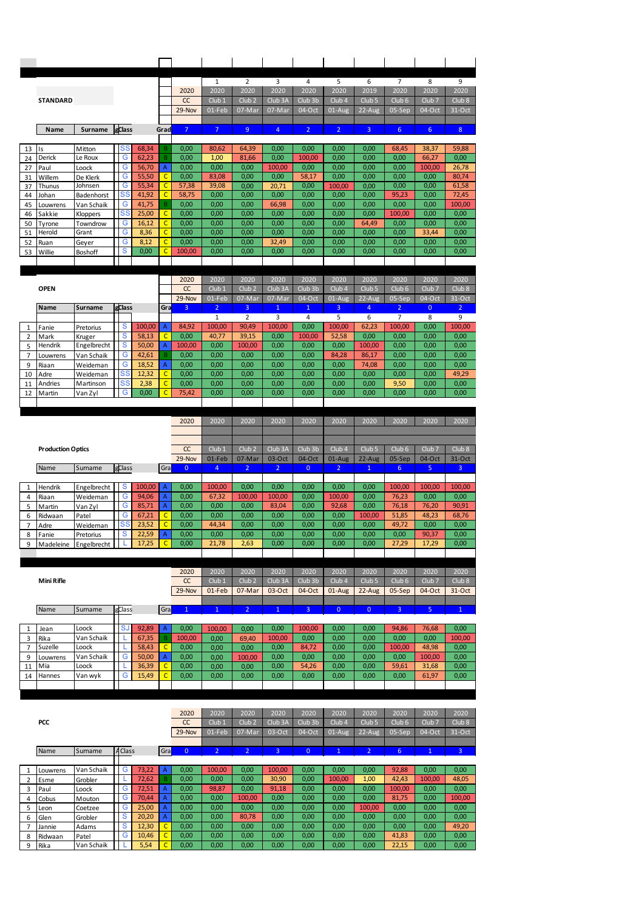## STANDARD

| | Name | Surname | Class | | Grad | 2020 CC 29-Nov | 1 2020 Club 1 01-Feb | 2 2020 Club 2 07-Mar | 3 2020 Club 3A 07-Mar | 4 2020 Club 3b 04-Oct | 5 2020 Club 4 01-Aug | 6 2019 Club 5 22-Aug | 7 2020 Club 6 05-Sep | 8 2020 Club 7 04-Oct | 9 2020 Club 8 31-Oct |
|---|---|---|---|---|---|---|---|---|---|---|---|---|---|---|---|
| | | | | | | 7 | 7 | 9 | 4 | 2 | 2 | 3 | 6 | 6 | 8 |
| 13 | Is | Mitton | SS | 68,34 | B | 0,00 | 80,62 | 64,39 | 0,00 | 0,00 | 0,00 | 0,00 | 68,45 | 38,37 | 59,88 |
| 24 | Derick | Le Roux | G | 62,23 | B | 0,00 | 1,00 | 81,66 | 0,00 | 100,00 | 0,00 | 0,00 | 0,00 | 66,27 | 0,00 |
| 27 | Paul | Loock | G | 56,70 | A | 0,00 | 0,00 | 0,00 | 100,00 | 0,00 | 0,00 | 0,00 | 0,00 | 100,00 | 26,78 |
| 31 | Willem | De Klerk | G | 55,50 | C | 0,00 | 83,08 | 0,00 | 0,00 | 58,17 | 0,00 | 0,00 | 0,00 | 0,00 | 80,74 |
| 37 | Thunus | Johnsen | G | 55,34 | C | 57,38 | 39,08 | 0,00 | 20,71 | 0,00 | 100,00 | 0,00 | 0,00 | 0,00 | 61,58 |
| 44 | Johan | Badenhorst | SS | 41,92 | C | 58,75 | 0,00 | 0,00 | 0,00 | 0,00 | 0,00 | 0,00 | 95,23 | 0,00 | 72,45 |
| 45 | Louwrens | Van Schaik | G | 41,75 | B | 0,00 | 0,00 | 0,00 | 66,98 | 0,00 | 0,00 | 0,00 | 0,00 | 0,00 | 100,00 |
| 46 | Sakkie | Kloppers | SS | 25,00 | C | 0,00 | 0,00 | 0,00 | 0,00 | 0,00 | 0,00 | 0,00 | 100,00 | 0,00 | 0,00 |
| 50 | Tyrone | Towndrow | G | 16,12 | C | 0,00 | 0,00 | 0,00 | 0,00 | 0,00 | 0,00 | 64,49 | 0,00 | 0,00 | 0,00 |
| 51 | Herold | Grant | G | 8,36 | C | 0,00 | 0,00 | 0,00 | 0,00 | 0,00 | 0,00 | 0,00 | 0,00 | 33,44 | 0,00 |
| 52 | Ruan | Geyer | G | 8,12 | C | 0,00 | 0,00 | 0,00 | 32,49 | 0,00 | 0,00 | 0,00 | 0,00 | 0,00 | 0,00 |
| 53 | Willie | Boshoff | S | 0,00 | C | 100,00 | 0,00 | 0,00 | 0,00 | 0,00 | 0,00 | 0,00 | 0,00 | 0,00 | 0,00 |

## OPEN

| | Name | Surname | Class | | Gra | 2020 CC 29-Nov | 2020 Club 1 01-Feb | 2020 Club 2 07-Mar | 2020 Club 3A 07-Mar | 2020 Club 3b 04-Oct | 2020 Club 4 01-Aug | 2020 Club 5 22-Aug | 2020 Club 6 05-Sep | 2020 Club 7 04-Oct | 2020 Club 8 31-Oct |
|---|---|---|---|---|---|---|---|---|---|---|---|---|---|---|---|
| | | | | | | 3 | 2 | 3 | 1 | 1 | 3 | 4 | 2 | 0 | 2 |
| | | | | | | | 1 | 2 | 3 | 4 | 5 | 6 | 7 | 8 | 9 |
| 1 | Fanie | Pretorius | S | 100,00 | A | 84,92 | 100,00 | 90,49 | 100,00 | 0,00 | 100,00 | 62,23 | 100,00 | 0,00 | 100,00 |
| 2 | Mark | Kruger | S | 58,13 | C | 0,00 | 40,77 | 39,15 | 0,00 | 100,00 | 52,58 | 0,00 | 0,00 | 0,00 | 0,00 |
| 5 | Hendrik | Engelbrecht | S | 50,00 | A | 100,00 | 0,00 | 100,00 | 0,00 | 0,00 | 0,00 | 100,00 | 0,00 | 0,00 | 0,00 |
| 7 | Louwrens | Van Schaik | G | 42,61 | B | 0,00 | 0,00 | 0,00 | 0,00 | 0,00 | 84,28 | 86,17 | 0,00 | 0,00 | 0,00 |
| 9 | Riaan | Weideman | G | 18,52 | A | 0,00 | 0,00 | 0,00 | 0,00 | 0,00 | 0,00 | 74,08 | 0,00 | 0,00 | 0,00 |
| 10 | Adre | Weideman | SS | 12,32 | C | 0,00 | 0,00 | 0,00 | 0,00 | 0,00 | 0,00 | 0,00 | 0,00 | 0,00 | 49,29 |
| 11 | Andries | Martinson | SS | 2,38 | C | 0,00 | 0,00 | 0,00 | 0,00 | 0,00 | 0,00 | 0,00 | 9,50 | 0,00 | 0,00 |
| 12 | Martin | Van Zyl | G | 0,00 | C | 75,42 | 0,00 | 0,00 | 0,00 | 0,00 | 0,00 | 0,00 | 0,00 | 0,00 | 0,00 |

## Production Optics

| | Name | Surname | Class | | Gra | 2020 CC 29-Nov | 2020 Club 1 01-Feb | 2020 Club 2 07-Mar | 2020 Club 3A 03-Oct | 2020 Club 3b 04-Oct | 2020 Club 4 01-Aug | 2020 Club 5 22-Aug | 2020 Club 6 05-Sep | 2020 Club 7 04-Oct | 2020 Club 8 31-Oct |
|---|---|---|---|---|---|---|---|---|---|---|---|---|---|---|---|
| | | | | | | 0 | 4 | 2 | 2 | 0 | 2 | 1 | 6 | 5 | 3 |
| 1 | Hendrik | Engelbrecht | S | 100,00 | A | 0,00 | 100,00 | 0,00 | 0,00 | 0,00 | 0,00 | 0,00 | 100,00 | 100,00 | 100,00 |
| 4 | Riaan | Weideman | G | 94,06 | A | 0,00 | 67,32 | 100,00 | 100,00 | 0,00 | 100,00 | 0,00 | 76,23 | 0,00 | 0,00 |
| 5 | Martin | Van Zyl | G | 85,71 | A | 0,00 | 0,00 | 0,00 | 83,04 | 0,00 | 92,68 | 0,00 | 76,18 | 76,20 | 90,91 |
| 6 | Ridwaan | Patel | G | 67,21 | C | 0,00 | 0,00 | 0,00 | 0,00 | 0,00 | 0,00 | 100,00 | 51,85 | 48,23 | 68,76 |
| 7 | Adre | Weideman | SS | 23,52 | C | 0,00 | 44,34 | 0,00 | 0,00 | 0,00 | 0,00 | 0,00 | 49,72 | 0,00 | 0,00 |
| 8 | Fanie | Pretorius | S | 22,59 | A | 0,00 | 0,00 | 0,00 | 0,00 | 0,00 | 0,00 | 0,00 | 0,00 | 90,37 | 0,00 |
| 9 | Madeleine | Engelbrecht | L | 17,25 | C | 0,00 | 21,78 | 2,63 | 0,00 | 0,00 | 0,00 | 0,00 | 27,29 | 17,29 | 0,00 |

## Mini Rifle

| | Name | Surname | Class | | Gra | 2020 CC 29-Nov | 2020 Club 1 01-Feb | 2020 Club 2 07-Mar | 2020 Club 3A 03-Oct | 2020 Club 3b 04-Oct | 2020 Club 4 01-Aug | 2020 Club 5 22-Aug | 2020 Club 6 05-Sep | 2020 Club 7 04-Oct | 2020 Club 8 31-Oct |
|---|---|---|---|---|---|---|---|---|---|---|---|---|---|---|---|
| | | | | | | 1 | 1 | 2 | 1 | 3 | 0 | 0 | 3 | 5 | 1 |
| 1 | Jean | Loock | SJ | 92,89 | A | 0,00 | 100,00 | 0,00 | 0,00 | 100,00 | 0,00 | 0,00 | 94,86 | 76,68 | 0,00 |
| 3 | Rika | Van Schaik | L | 67,35 | B | 100,00 | 0,00 | 69,40 | 100,00 | 0,00 | 0,00 | 0,00 | 0,00 | 0,00 | 100,00 |
| 7 | Suzelle | Loock | L | 58,43 | C | 0,00 | 0,00 | 0,00 | 0,00 | 84,72 | 0,00 | 0,00 | 100,00 | 48,98 | 0,00 |
| 9 | Louwrens | Van Schaik | G | 50,00 | A | 0,00 | 0,00 | 100,00 | 0,00 | 0,00 | 0,00 | 0,00 | 0,00 | 100,00 | 0,00 |
| 11 | Mia | Loock | L | 36,39 | C | 0,00 | 0,00 | 0,00 | 0,00 | 54,26 | 0,00 | 0,00 | 59,61 | 31,68 | 0,00 |
| 14 | Hannes | Van wyk | G | 15,49 | C | 0,00 | 0,00 | 0,00 | 0,00 | 0,00 | 0,00 | 0,00 | 0,00 | 61,97 | 0,00 |

## PCC

| | Name | Surname | Class | | Gra | 2020 CC 29-Nov | 2020 Club 1 01-Feb | 2020 Club 2 07-Mar | 2020 Club 3A 03-Oct | 2020 Club 3b 04-Oct | 2020 Club 4 01-Aug | 2020 Club 5 22-Aug | 2020 Club 6 05-Sep | 2020 Club 7 04-Oct | 2020 Club 8 31-Oct |
|---|---|---|---|---|---|---|---|---|---|---|---|---|---|---|---|
| | | | | | | 0 | 2 | 2 | 3 | 0 | 1 | 2 | 6 | 1 | 3 |
| 1 | Louwrens | Van Schaik | G | 73,22 | A | 0,00 | 100,00 | 0,00 | 100,00 | 0,00 | 0,00 | 0,00 | 92,88 | 0,00 | 0,00 |
| 2 | Esme | Grobler | L | 72,62 | B | 0,00 | 0,00 | 0,00 | 30,90 | 0,00 | 100,00 | 1,00 | 42,43 | 100,00 | 48,05 |
| 3 | Paul | Loock | G | 72,51 | A | 0,00 | 98,87 | 0,00 | 91,18 | 0,00 | 0,00 | 0,00 | 100,00 | 0,00 | 0,00 |
| 4 | Cobus | Mouton | G | 70,44 | A | 0,00 | 0,00 | 100,00 | 0,00 | 0,00 | 0,00 | 0,00 | 81,75 | 0,00 | 100,00 |
| 5 | Leon | Coetzee | G | 25,00 | A | 0,00 | 0,00 | 0,00 | 0,00 | 0,00 | 0,00 | 100,00 | 0,00 | 0,00 | 0,00 |
| 6 | Glen | Grobler | S | 20,20 | A | 0,00 | 0,00 | 80,78 | 0,00 | 0,00 | 0,00 | 0,00 | 0,00 | 0,00 | 0,00 |
| 7 | Jannie | Adams | S | 12,30 | C | 0,00 | 0,00 | 0,00 | 0,00 | 0,00 | 0,00 | 0,00 | 0,00 | 0,00 | 49,20 |
| 8 | Ridwaan | Patel | G | 10,46 | C | 0,00 | 0,00 | 0,00 | 0,00 | 0,00 | 0,00 | 0,00 | 41,83 | 0,00 | 0,00 |
| 9 | Rika | Van Schaik | L | 5,54 | C | 0,00 | 0,00 | 0,00 | 0,00 | 0,00 | 0,00 | 0,00 | 22,15 | 0,00 | 0,00 |